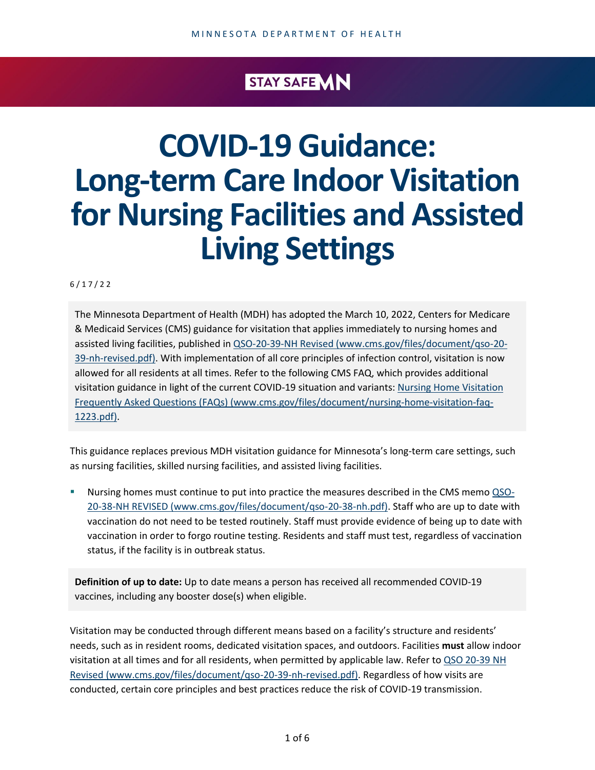MINNESOTA DEPARTMENT OF HEALTH

STAY SAFE MN

# COVID-19 Guidance: Long-term Care Indoor Visitation for Nursing Facilities and Assisted Living Settings

6/17/22

The Minnesota Department of Health (MDH) has adopted the March 10, 2022, Centers for Medicare & Medicaid Services (CMS) guidance for visitation that applies immediately to nursing homes and assisted living facilities, published in [QSO-20-39-NH Revised (www.cms.gov/files/document/qso-20-39-nh-revised.pdf)](www.cms.gov/files/document/qso-20-39-nh-revised.pdf). With implementation of all core principles of infection control, visitation is now allowed for all residents at all times. Refer to the following CMS FAQ, which provides additional visitation guidance in light of the current COVID-19 situation and variants: [Nursing Home Visitation Frequently Asked Questions (FAQs) (www.cms.gov/files/document/nursing-home-visitation-faq-1223.pdf)](www.cms.gov/files/document/nursing-home-visitation-faq-1223.pdf).

This guidance replaces previous MDH visitation guidance for Minnesota's long-term care settings, such as nursing facilities, skilled nursing facilities, and assisted living facilities.

- Nursing homes must continue to put into practice the measures described in the CMS memo [QSO-20-38-NH REVISED (www.cms.gov/files/document/qso-20-38-nh.pdf)](www.cms.gov/files/document/qso-20-38-nh.pdf). Staff who are up to date with vaccination do not need to be tested routinely. Staff must provide evidence of being up to date with vaccination in order to forgo routine testing. Residents and staff must test, regardless of vaccination status, if the facility is in outbreak status.

**Definition of up to date:** Up to date means a person has received all recommended COVID-19 vaccines, including any booster dose(s) when eligible.

Visitation may be conducted through different means based on a facility's structure and residents' needs, such as in resident rooms, dedicated visitation spaces, and outdoors. Facilities **must** allow indoor visitation at all times and for all residents, when permitted by applicable law. Refer to [QSO 20-39 NH Revised (www.cms.gov/files/document/qso-20-39-nh-revised.pdf)](www.cms.gov/files/document/qso-20-39-nh-revised.pdf). Regardless of how visits are conducted, certain core principles and best practices reduce the risk of COVID-19 transmission.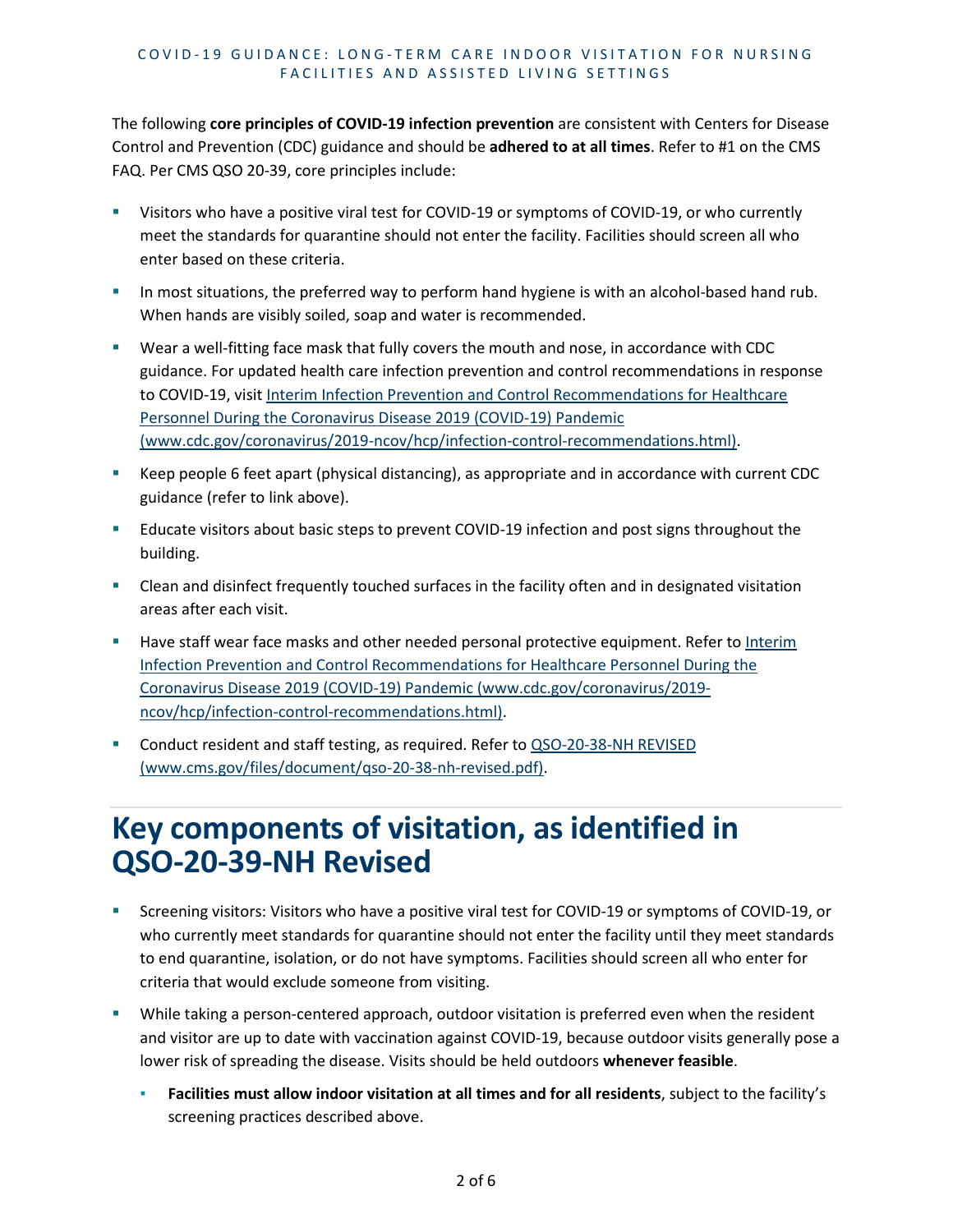The following **core principles of COVID-19 infection prevention** are consistent with Centers for Disease Control and Prevention (CDC) guidance and should be **adhered to at all times**. Refer to #1 on the CMS FAQ. Per CMS QSO 20-39, core principles include:

- Visitors who have a positive viral test for COVID-19 or symptoms of COVID-19, or who currently meet the standards for quarantine should not enter the facility. Facilities should screen all who enter based on these criteria.
- In most situations, the preferred way to perform hand hygiene is with an alcohol-based hand rub. When hands are visibly soiled, soap and water is recommended.
- Wear a well-fitting face mask that fully covers the mouth and nose, in accordance with CDC guidance. For updated health care infection prevention and control recommendations in response to COVID-19, visit [Interim Infection Prevention and Control Recommendations for Healthcare Personnel During the Coronavirus Disease 2019 (COVID-19) Pandemic (www.cdc.gov/coronavirus/2019-ncov/hcp/infection-control-recommendations.html)](www.cdc.gov/coronavirus/2019-ncov/hcp/infection-control-recommendations.html).
- Keep people 6 feet apart (physical distancing), as appropriate and in accordance with current CDC guidance (refer to link above).
- Educate visitors about basic steps to prevent COVID-19 infection and post signs throughout the building.
- Clean and disinfect frequently touched surfaces in the facility often and in designated visitation areas after each visit.
- Have staff wear face masks and other needed personal protective equipment. Refer to [Interim Infection Prevention and Control Recommendations for Healthcare Personnel During the Coronavirus Disease 2019 (COVID-19) Pandemic (www.cdc.gov/coronavirus/2019-ncov/hcp/infection-control-recommendations.html)](www.cdc.gov/coronavirus/2019-ncov/hcp/infection-control-recommendations.html).
- Conduct resident and staff testing, as required. Refer to [QSO-20-38-NH REVISED (www.cms.gov/files/document/qso-20-38-nh-revised.pdf)](www.cms.gov/files/document/qso-20-38-nh-revised.pdf).

# Key components of visitation, as identified in QSO-20-39-NH Revised

- Screening visitors: Visitors who have a positive viral test for COVID-19 or symptoms of COVID-19, or who currently meet standards for quarantine should not enter the facility until they meet standards to end quarantine, isolation, or do not have symptoms. Facilities should screen all who enter for criteria that would exclude someone from visiting.
- While taking a person-centered approach, outdoor visitation is preferred even when the resident and visitor are up to date with vaccination against COVID-19, because outdoor visits generally pose a lower risk of spreading the disease. Visits should be held outdoors **whenever feasible**.
  - **Facilities must allow indoor visitation at all times and for all residents**, subject to the facility's screening practices described above.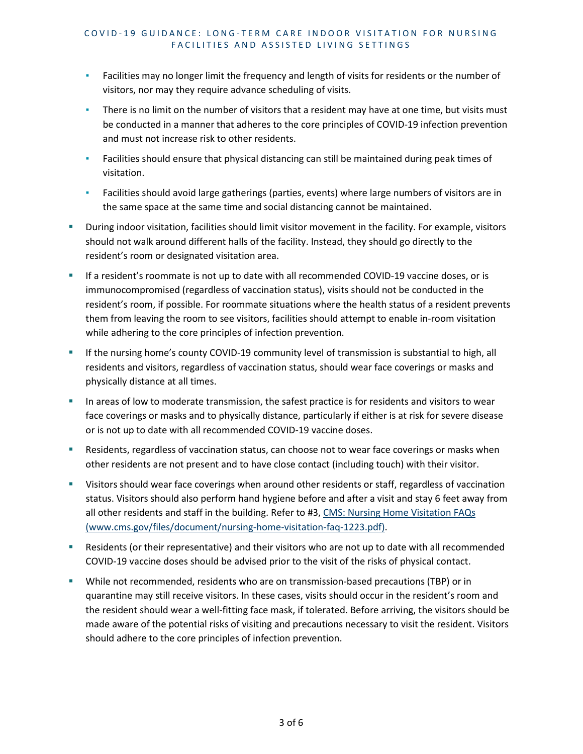- Facilities may no longer limit the frequency and length of visits for residents or the number of visitors, nor may they require advance scheduling of visits.
  - There is no limit on the number of visitors that a resident may have at one time, but visits must be conducted in a manner that adheres to the core principles of COVID-19 infection prevention and must not increase risk to other residents.
  - Facilities should ensure that physical distancing can still be maintained during peak times of visitation.
  - Facilities should avoid large gatherings (parties, events) where large numbers of visitors are in the same space at the same time and social distancing cannot be maintained.
- During indoor visitation, facilities should limit visitor movement in the facility. For example, visitors should not walk around different halls of the facility. Instead, they should go directly to the resident's room or designated visitation area.
- If a resident's roommate is not up to date with all recommended COVID-19 vaccine doses, or is immunocompromised (regardless of vaccination status), visits should not be conducted in the resident's room, if possible. For roommate situations where the health status of a resident prevents them from leaving the room to see visitors, facilities should attempt to enable in-room visitation while adhering to the core principles of infection prevention.
- If the nursing home's county COVID-19 community level of transmission is substantial to high, all residents and visitors, regardless of vaccination status, should wear face coverings or masks and physically distance at all times.
- In areas of low to moderate transmission, the safest practice is for residents and visitors to wear face coverings or masks and to physically distance, particularly if either is at risk for severe disease or is not up to date with all recommended COVID-19 vaccine doses.
- Residents, regardless of vaccination status, can choose not to wear face coverings or masks when other residents are not present and to have close contact (including touch) with their visitor.
- Visitors should wear face coverings when around other residents or staff, regardless of vaccination status. Visitors should also perform hand hygiene before and after a visit and stay 6 feet away from all other residents and staff in the building. Refer to #3, [CMS: Nursing Home Visitation FAQs (www.cms.gov/files/document/nursing-home-visitation-faq-1223.pdf)](https://www.cms.gov/files/document/nursing-home-visitation-faq-1223.pdf).
- Residents (or their representative) and their visitors who are not up to date with all recommended COVID-19 vaccine doses should be advised prior to the visit of the risks of physical contact.
- While not recommended, residents who are on transmission-based precautions (TBP) or in quarantine may still receive visitors. In these cases, visits should occur in the resident's room and the resident should wear a well-fitting face mask, if tolerated. Before arriving, the visitors should be made aware of the potential risks of visiting and precautions necessary to visit the resident. Visitors should adhere to the core principles of infection prevention.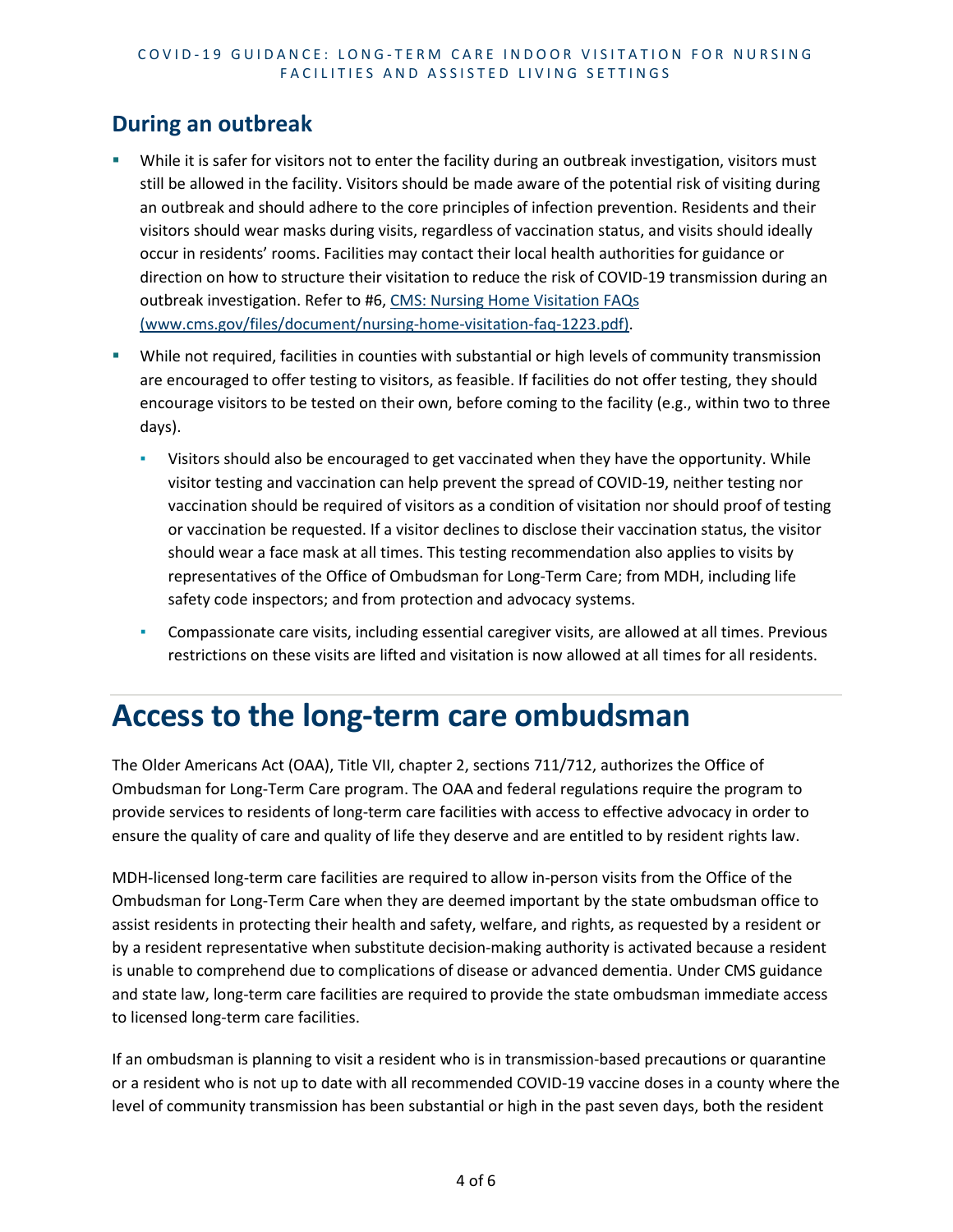## During an outbreak

- While it is safer for visitors not to enter the facility during an outbreak investigation, visitors must still be allowed in the facility. Visitors should be made aware of the potential risk of visiting during an outbreak and should adhere to the core principles of infection prevention. Residents and their visitors should wear masks during visits, regardless of vaccination status, and visits should ideally occur in residents' rooms. Facilities may contact their local health authorities for guidance or direction on how to structure their visitation to reduce the risk of COVID-19 transmission during an outbreak investigation. Refer to #6, [CMS: Nursing Home Visitation FAQs (www.cms.gov/files/document/nursing-home-visitation-faq-1223.pdf)](www.cms.gov/files/document/nursing-home-visitation-faq-1223.pdf).
- While not required, facilities in counties with substantial or high levels of community transmission are encouraged to offer testing to visitors, as feasible. If facilities do not offer testing, they should encourage visitors to be tested on their own, before coming to the facility (e.g., within two to three days).
  - Visitors should also be encouraged to get vaccinated when they have the opportunity. While visitor testing and vaccination can help prevent the spread of COVID-19, neither testing nor vaccination should be required of visitors as a condition of visitation nor should proof of testing or vaccination be requested. If a visitor declines to disclose their vaccination status, the visitor should wear a face mask at all times. This testing recommendation also applies to visits by representatives of the Office of Ombudsman for Long-Term Care; from MDH, including life safety code inspectors; and from protection and advocacy systems.
  - Compassionate care visits, including essential caregiver visits, are allowed at all times. Previous restrictions on these visits are lifted and visitation is now allowed at all times for all residents.

# Access to the long-term care ombudsman

The Older Americans Act (OAA), Title VII, chapter 2, sections 711/712, authorizes the Office of Ombudsman for Long-Term Care program. The OAA and federal regulations require the program to provide services to residents of long-term care facilities with access to effective advocacy in order to ensure the quality of care and quality of life they deserve and are entitled to by resident rights law.

MDH-licensed long-term care facilities are required to allow in-person visits from the Office of the Ombudsman for Long-Term Care when they are deemed important by the state ombudsman office to assist residents in protecting their health and safety, welfare, and rights, as requested by a resident or by a resident representative when substitute decision-making authority is activated because a resident is unable to comprehend due to complications of disease or advanced dementia. Under CMS guidance and state law, long-term care facilities are required to provide the state ombudsman immediate access to licensed long-term care facilities.

If an ombudsman is planning to visit a resident who is in transmission-based precautions or quarantine or a resident who is not up to date with all recommended COVID-19 vaccine doses in a county where the level of community transmission has been substantial or high in the past seven days, both the resident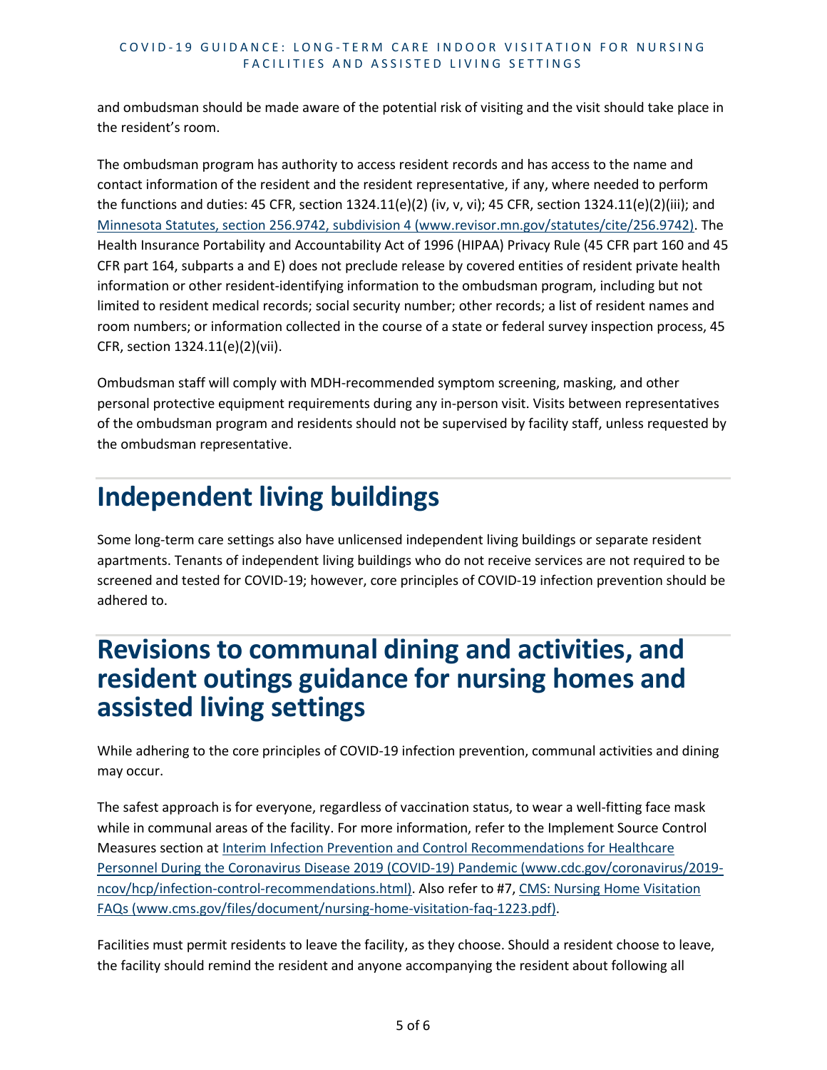and ombudsman should be made aware of the potential risk of visiting and the visit should take place in the resident's room.

The ombudsman program has authority to access resident records and has access to the name and contact information of the resident and the resident representative, if any, where needed to perform the functions and duties: 45 CFR, section 1324.11(e)(2) (iv, v, vi); 45 CFR, section 1324.11(e)(2)(iii); and [Minnesota Statutes, section 256.9742, subdivision 4 (www.revisor.mn.gov/statutes/cite/256.9742)](www.revisor.mn.gov/statutes/cite/256.9742). The Health Insurance Portability and Accountability Act of 1996 (HIPAA) Privacy Rule (45 CFR part 160 and 45 CFR part 164, subparts a and E) does not preclude release by covered entities of resident private health information or other resident-identifying information to the ombudsman program, including but not limited to resident medical records; social security number; other records; a list of resident names and room numbers; or information collected in the course of a state or federal survey inspection process, 45 CFR, section 1324.11(e)(2)(vii).

Ombudsman staff will comply with MDH-recommended symptom screening, masking, and other personal protective equipment requirements during any in-person visit. Visits between representatives of the ombudsman program and residents should not be supervised by facility staff, unless requested by the ombudsman representative.

# Independent living buildings

Some long-term care settings also have unlicensed independent living buildings or separate resident apartments. Tenants of independent living buildings who do not receive services are not required to be screened and tested for COVID-19; however, core principles of COVID-19 infection prevention should be adhered to.

# Revisions to communal dining and activities, and resident outings guidance for nursing homes and assisted living settings

While adhering to the core principles of COVID-19 infection prevention, communal activities and dining may occur.

The safest approach is for everyone, regardless of vaccination status, to wear a well-fitting face mask while in communal areas of the facility. For more information, refer to the Implement Source Control Measures section at [Interim Infection Prevention and Control Recommendations for Healthcare Personnel During the Coronavirus Disease 2019 (COVID-19) Pandemic (www.cdc.gov/coronavirus/2019-ncov/hcp/infection-control-recommendations.html)](www.cdc.gov/coronavirus/2019-ncov/hcp/infection-control-recommendations.html). Also refer to #7, [CMS: Nursing Home Visitation FAQs (www.cms.gov/files/document/nursing-home-visitation-faq-1223.pdf)](www.cms.gov/files/document/nursing-home-visitation-faq-1223.pdf).

Facilities must permit residents to leave the facility, as they choose. Should a resident choose to leave, the facility should remind the resident and anyone accompanying the resident about following all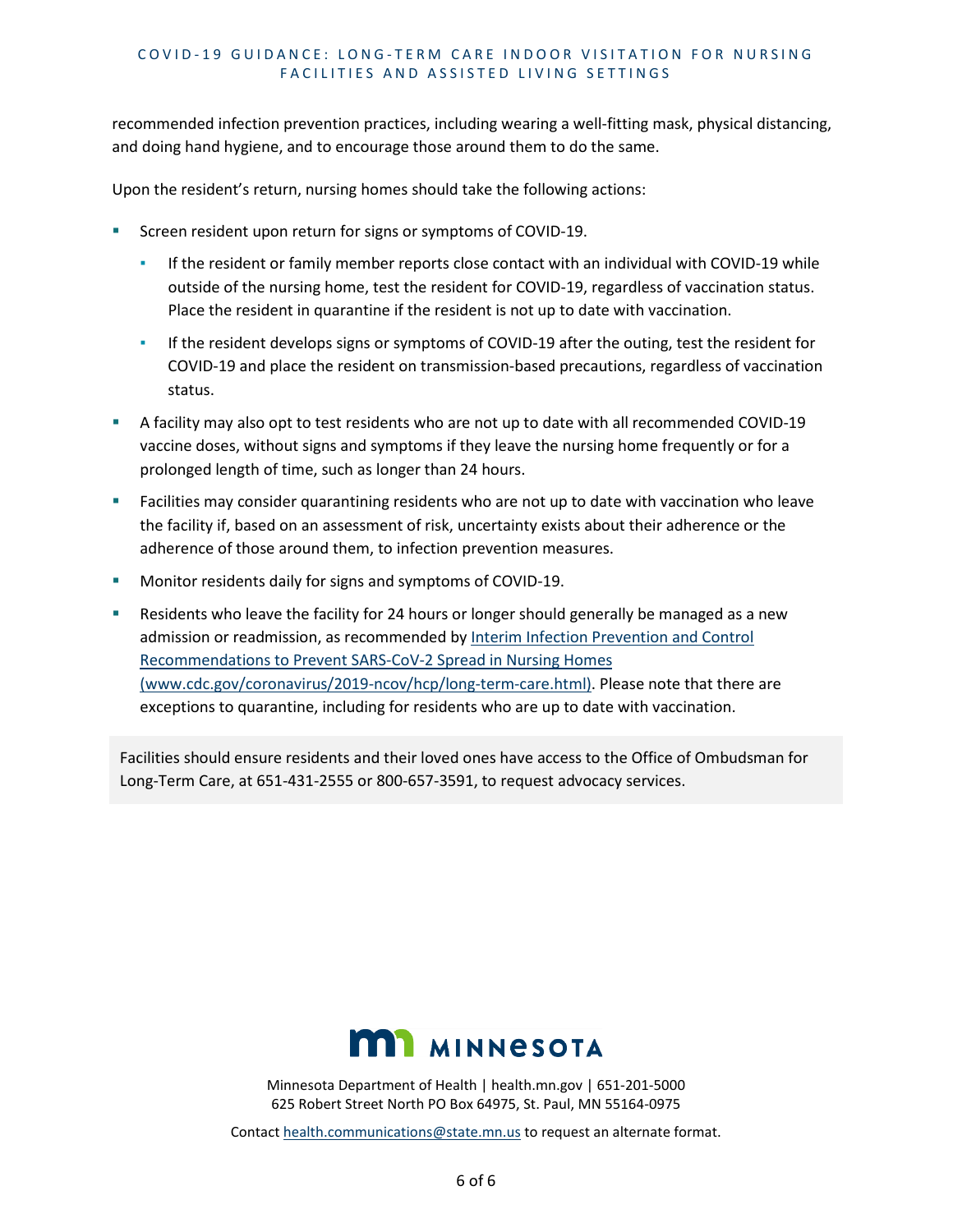recommended infection prevention practices, including wearing a well-fitting mask, physical distancing, and doing hand hygiene, and to encourage those around them to do the same.

Upon the resident's return, nursing homes should take the following actions:

- Screen resident upon return for signs or symptoms of COVID-19.
  - If the resident or family member reports close contact with an individual with COVID-19 while outside of the nursing home, test the resident for COVID-19, regardless of vaccination status. Place the resident in quarantine if the resident is not up to date with vaccination.
  - If the resident develops signs or symptoms of COVID-19 after the outing, test the resident for COVID-19 and place the resident on transmission-based precautions, regardless of vaccination status.
- A facility may also opt to test residents who are not up to date with all recommended COVID-19 vaccine doses, without signs and symptoms if they leave the nursing home frequently or for a prolonged length of time, such as longer than 24 hours.
- Facilities may consider quarantining residents who are not up to date with vaccination who leave the facility if, based on an assessment of risk, uncertainty exists about their adherence or the adherence of those around them, to infection prevention measures.
- Monitor residents daily for signs and symptoms of COVID-19.
- Residents who leave the facility for 24 hours or longer should generally be managed as a new admission or readmission, as recommended by [Interim Infection Prevention and Control Recommendations to Prevent SARS-CoV-2 Spread in Nursing Homes (www.cdc.gov/coronavirus/2019-ncov/hcp/long-term-care.html)](www.cdc.gov/coronavirus/2019-ncov/hcp/long-term-care.html). Please note that there are exceptions to quarantine, including for residents who are up to date with vaccination.

Facilities should ensure residents and their loved ones have access to the Office of Ombudsman for Long-Term Care, at 651-431-2555 or 800-657-3591, to request advocacy services.

MINNESOTA

Minnesota Department of Health | health.mn.gov | 651-201-5000
625 Robert Street North PO Box 64975, St. Paul, MN 55164-0975

Contact health.communications@state.mn.us to request an alternate format.